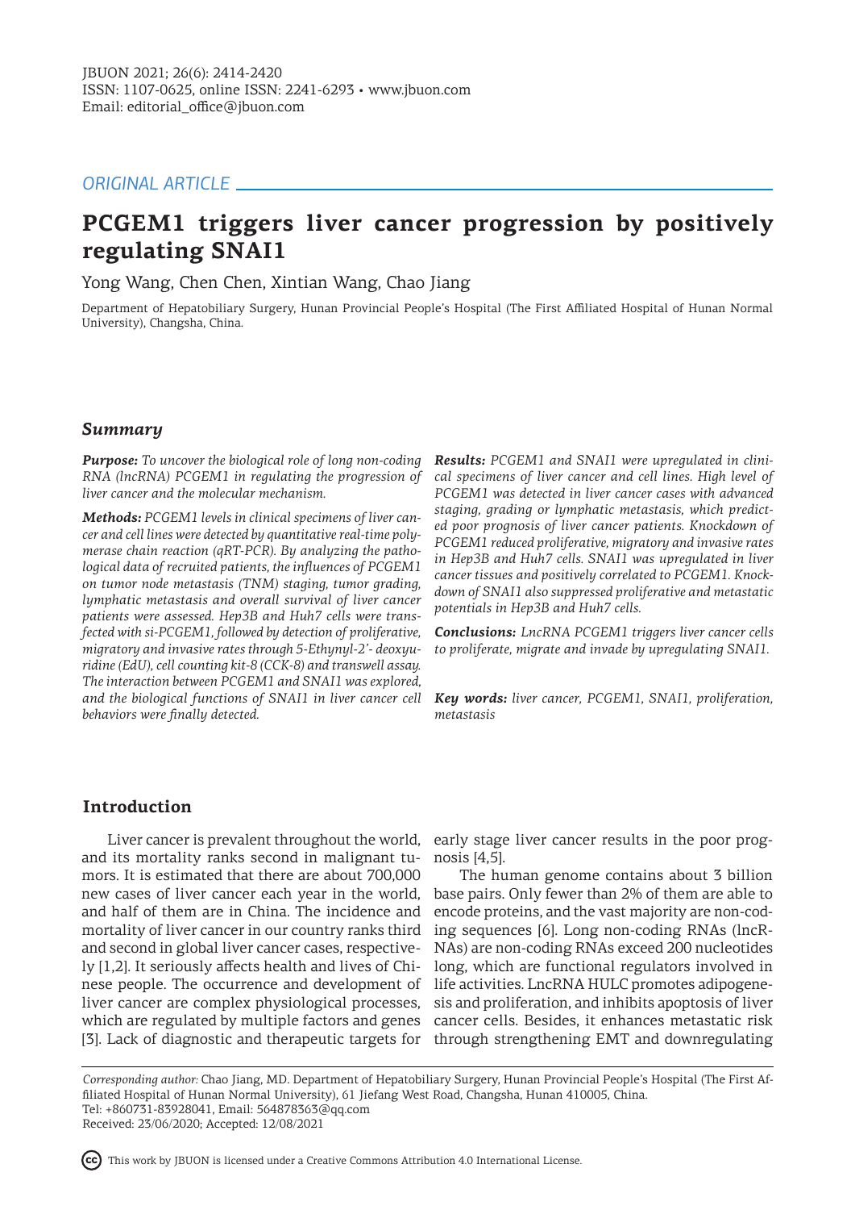*ORIGINAL ARTICLE*

# PCGEM1 triggers liver cancer progression by positively regulating SNAI1

Yong Wang, Chen Chen, Xintian Wang, Chao Jiang

Department of Hepatobiliary Surgery, Hunan Provincial People's Hospital (The First Affiliated Hospital of Hunan Normal University), Changsha, China.

## Summary

***Purpose:*** *To uncover the biological role of long non-coding RNA (lncRNA) PCGEM1 in regulating the progression of liver cancer and the molecular mechanism.*

***Methods:*** *PCGEM1 levels in clinical specimens of liver cancer and cell lines were detected by quantitative real-time polymerase chain reaction (qRT-PCR). By analyzing the pathological data of recruited patients, the influences of PCGEM1 on tumor node metastasis (TNM) staging, tumor grading, lymphatic metastasis and overall survival of liver cancer patients were assessed. Hep3B and Huh7 cells were transfected with si-PCGEM1, followed by detection of proliferative, migratory and invasive rates through 5-Ethynyl-2'- deoxyuridine (EdU), cell counting kit-8 (CCK-8) and transwell assay. The interaction between PCGEM1 and SNAI1 was explored, and the biological functions of SNAI1 in liver cancer cell behaviors were finally detected.*

***Results:*** *PCGEM1 and SNAI1 were upregulated in clinical specimens of liver cancer and cell lines. High level of PCGEM1 was detected in liver cancer cases with advanced staging, grading or lymphatic metastasis, which predicted poor prognosis of liver cancer patients. Knockdown of PCGEM1 reduced proliferative, migratory and invasive rates in Hep3B and Huh7 cells. SNAI1 was upregulated in liver cancer tissues and positively correlated to PCGEM1. Knockdown of SNAI1 also suppressed proliferative and metastatic potentials in Hep3B and Huh7 cells.*

***Conclusions:*** *LncRNA PCGEM1 triggers liver cancer cells to proliferate, migrate and invade by upregulating SNAI1.*

***Key words:*** *liver cancer, PCGEM1, SNAI1, proliferation, metastasis*

## Introduction

Liver cancer is prevalent throughout the world, and its mortality ranks second in malignant tumors. It is estimated that there are about 700,000 new cases of liver cancer each year in the world, and half of them are in China. The incidence and mortality of liver cancer in our country ranks third and second in global liver cancer cases, respectively [1,2]. It seriously affects health and lives of Chinese people. The occurrence and development of liver cancer are complex physiological processes, which are regulated by multiple factors and genes [3]. Lack of diagnostic and therapeutic targets for early stage liver cancer results in the poor prognosis [4,5].

The human genome contains about 3 billion base pairs. Only fewer than 2% of them are able to encode proteins, and the vast majority are non-coding sequences [6]. Long non-coding RNAs (lncRNAs) are non-coding RNAs exceed 200 nucleotides long, which are functional regulators involved in life activities. LncRNA HULC promotes adipogenesis and proliferation, and inhibits apoptosis of liver cancer cells. Besides, it enhances metastatic risk through strengthening EMT and downregulating

*Corresponding author:* Chao Jiang, MD. Department of Hepatobiliary Surgery, Hunan Provincial People's Hospital (The First Affiliated Hospital of Hunan Normal University), 61 Jiefang West Road, Changsha, Hunan 410005, China.
Tel: +860731-83928041, Email: 564878363@qq.com
Received: 23/06/2020; Accepted: 12/08/2021

This work by JBUON is licensed under a Creative Commons Attribution 4.0 International License.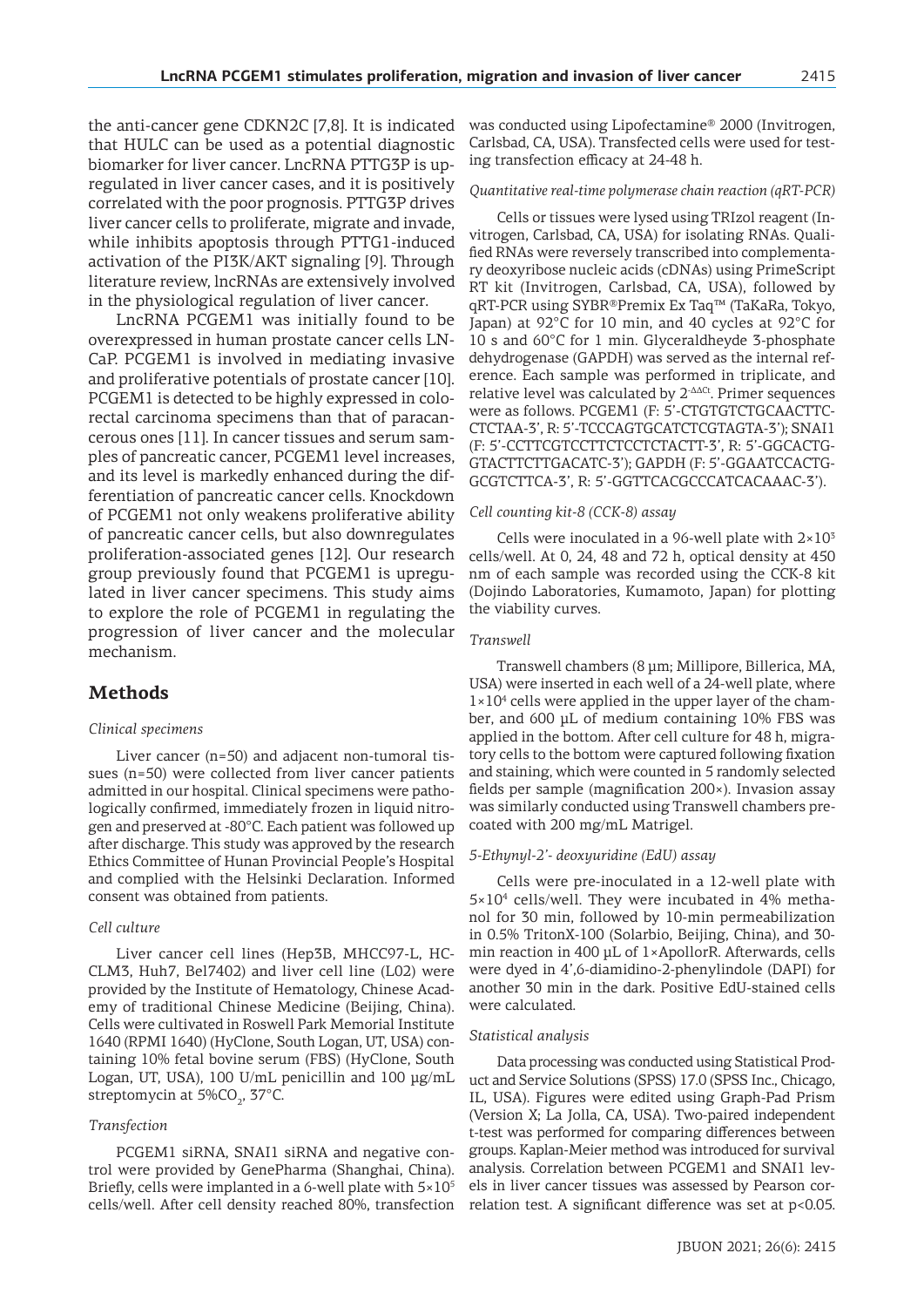the anti-cancer gene CDKN2C [7,8]. It is indicated that HULC can be used as a potential diagnostic biomarker for liver cancer. LncRNA PTTG3P is upregulated in liver cancer cases, and it is positively correlated with the poor prognosis. PTTG3P drives liver cancer cells to proliferate, migrate and invade, while inhibits apoptosis through PTTG1-induced activation of the PI3K/AKT signaling [9]. Through literature review, lncRNAs are extensively involved in the physiological regulation of liver cancer.

LncRNA PCGEM1 was initially found to be overexpressed in human prostate cancer cells LNCaP. PCGEM1 is involved in mediating invasive and proliferative potentials of prostate cancer [10]. PCGEM1 is detected to be highly expressed in colorectal carcinoma specimens than that of paracancerous ones [11]. In cancer tissues and serum samples of pancreatic cancer, PCGEM1 level increases, and its level is markedly enhanced during the differentiation of pancreatic cancer cells. Knockdown of PCGEM1 not only weakens proliferative ability of pancreatic cancer cells, but also downregulates proliferation-associated genes [12]. Our research group previously found that PCGEM1 is upregulated in liver cancer specimens. This study aims to explore the role of PCGEM1 in regulating the progression of liver cancer and the molecular mechanism.

## Methods

### *Clinical specimens*

Liver cancer (n=50) and adjacent non-tumoral tissues (n=50) were collected from liver cancer patients admitted in our hospital. Clinical specimens were pathologically confirmed, immediately frozen in liquid nitrogen and preserved at -80°C. Each patient was followed up after discharge. This study was approved by the research Ethics Committee of Hunan Provincial People's Hospital and complied with the Helsinki Declaration. Informed consent was obtained from patients.

### *Cell culture*

Liver cancer cell lines (Hep3B, MHCC97-L, HCCLM3, Huh7, Bel7402) and liver cell line (L02) were provided by the Institute of Hematology, Chinese Academy of traditional Chinese Medicine (Beijing, China). Cells were cultivated in Roswell Park Memorial Institute 1640 (RPMI 1640) (HyClone, South Logan, UT, USA) containing 10% fetal bovine serum (FBS) (HyClone, South Logan, UT, USA), 100 U/mL penicillin and 100 μg/mL streptomycin at 5%$CO_2$, 37°C.

### *Transfection*

PCGEM1 siRNA, SNAI1 siRNA and negative control were provided by GenePharma (Shanghai, China). Briefly, cells were implanted in a 6-well plate with $5\times10^5$ cells/well. After cell density reached 80%, transfection was conducted using Lipofectamine® 2000 (Invitrogen, Carlsbad, CA, USA). Transfected cells were used for testing transfection efficacy at 24-48 h.

### *Quantitative real-time polymerase chain reaction (qRT-PCR)*

Cells or tissues were lysed using TRIzol reagent (Invitrogen, Carlsbad, CA, USA) for isolating RNAs. Qualified RNAs were reversely transcribed into complementary deoxyribose nucleic acids (cDNAs) using PrimeScript RT kit (Invitrogen, Carlsbad, CA, USA), followed by qRT-PCR using SYBR®Premix Ex Taq™ (TaKaRa, Tokyo, Japan) at 92°C for 10 min, and 40 cycles at 92°C for 10 s and 60°C for 1 min. Glyceraldheyde 3-phosphate dehydrogenase (GAPDH) was served as the internal reference. Each sample was performed in triplicate, and relative level was calculated by $2^{-\Delta\Delta Ct}$. Primer sequences were as follows. PCGEM1 (F: 5'-CTGTGTCTGCAACTTCCTCTAA-3', R: 5'-TCCCAGTGCATCTCGTAGTA-3'); SNAI1 (F: 5'-CCTTCGTCCTTCTCCTCTACTT-3', R: 5'-GGCACTGGTACTTCTTGACATC-3'); GAPDH (F: 5'-GGAATCCACTGGCGTCTTCA-3', R: 5'-GGTTCACGCCCATCACAAAC-3').

### *Cell counting kit-8 (CCK-8) assay*

Cells were inoculated in a 96-well plate with $2\times10^3$ cells/well. At 0, 24, 48 and 72 h, optical density at 450 nm of each sample was recorded using the CCK-8 kit (Dojindo Laboratories, Kumamoto, Japan) for plotting the viability curves.

### *Transwell*

Transwell chambers (8 μm; Millipore, Billerica, MA, USA) were inserted in each well of a 24-well plate, where $1\times10^4$ cells were applied in the upper layer of the chamber, and 600 μL of medium containing 10% FBS was applied in the bottom. After cell culture for 48 h, migratory cells to the bottom were captured following fixation and staining, which were counted in 5 randomly selected fields per sample (magnification 200×). Invasion assay was similarly conducted using Transwell chambers precoated with 200 mg/mL Matrigel.

### *5-Ethynyl-2'- deoxyuridine (EdU) assay*

Cells were pre-inoculated in a 12-well plate with $5\times10^4$ cells/well. They were incubated in 4% methanol for 30 min, followed by 10-min permeabilization in 0.5% TritonX-100 (Solarbio, Beijing, China), and 30-min reaction in 400 μL of 1×ApollorR. Afterwards, cells were dyed in 4',6-diamidino-2-phenylindole (DAPI) for another 30 min in the dark. Positive EdU-stained cells were calculated.

### *Statistical analysis*

Data processing was conducted using Statistical Product and Service Solutions (SPSS) 17.0 (SPSS Inc., Chicago, IL, USA). Figures were edited using Graph-Pad Prism (Version X; La Jolla, CA, USA). Two-paired independent t-test was performed for comparing differences between groups. Kaplan-Meier method was introduced for survival analysis. Correlation between PCGEM1 and SNAI1 levels in liver cancer tissues was assessed by Pearson correlation test. A significant difference was set at $p<0.05$.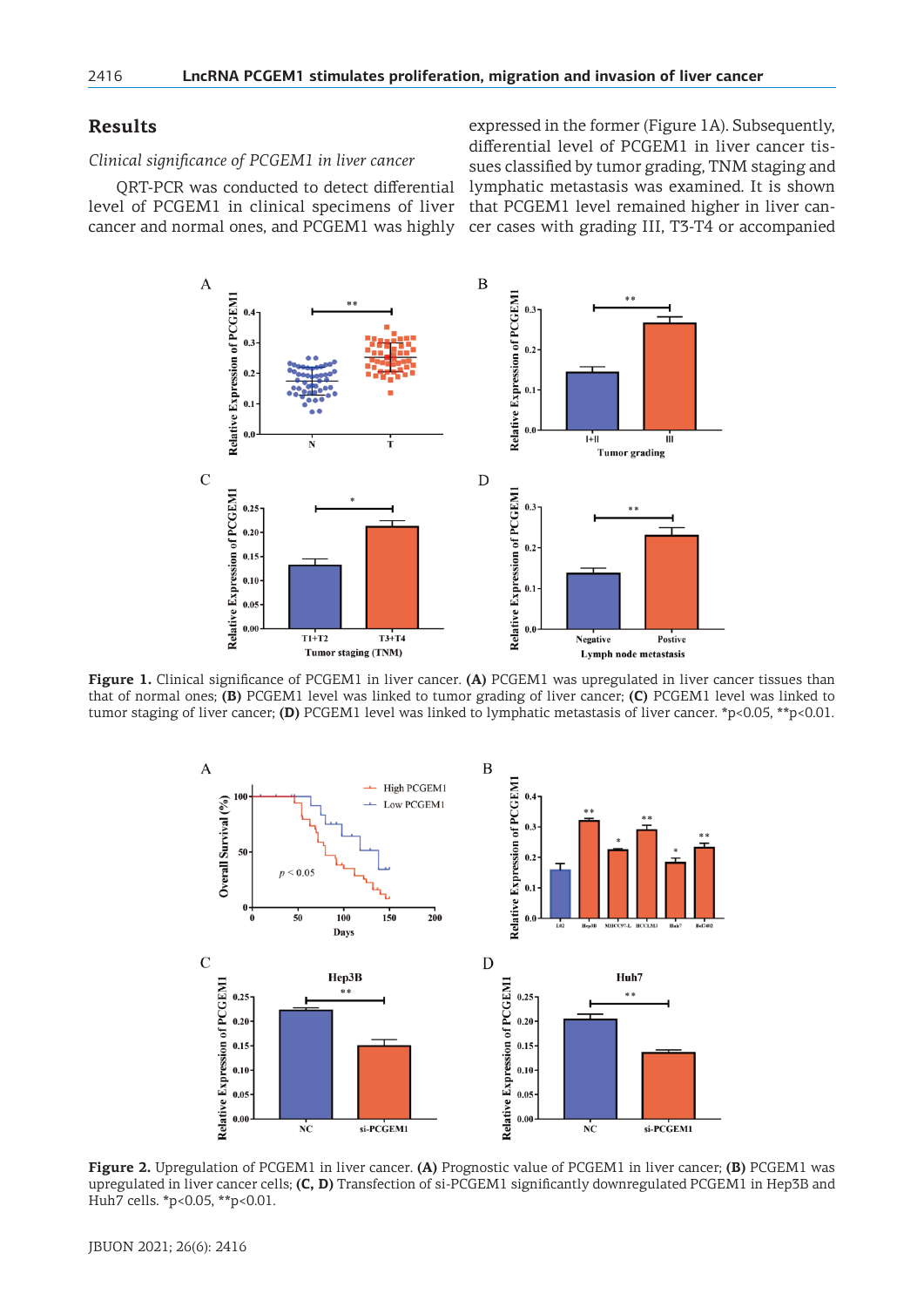## Results

### *Clinical significance of PCGEM1 in liver cancer*

QRT-PCR was conducted to detect differential level of PCGEM1 in clinical specimens of liver cancer and normal ones, and PCGEM1 was highly expressed in the former (Figure 1A). Subsequently, differential level of PCGEM1 in liver cancer tissues classified by tumor grading, TNM staging and lymphatic metastasis was examined. It is shown that PCGEM1 level remained higher in liver cancer cases with grading III, T3-T4 or accompanied

**Figure 1.** Clinical significance of PCGEM1 in liver cancer. **(A)** PCGEM1 was upregulated in liver cancer tissues than that of normal ones; **(B)** PCGEM1 level was linked to tumor grading of liver cancer; **(C)** PCGEM1 level was linked to tumor staging of liver cancer; **(D)** PCGEM1 level was linked to lymphatic metastasis of liver cancer. *p<0.05, **p<0.01.

**Figure 2.** Upregulation of PCGEM1 in liver cancer. **(A)** Prognostic value of PCGEM1 in liver cancer; **(B)** PCGEM1 was upregulated in liver cancer cells; **(C, D)** Transfection of si-PCGEM1 significantly downregulated PCGEM1 in Hep3B and Huh7 cells. *p<0.05, **p<0.01.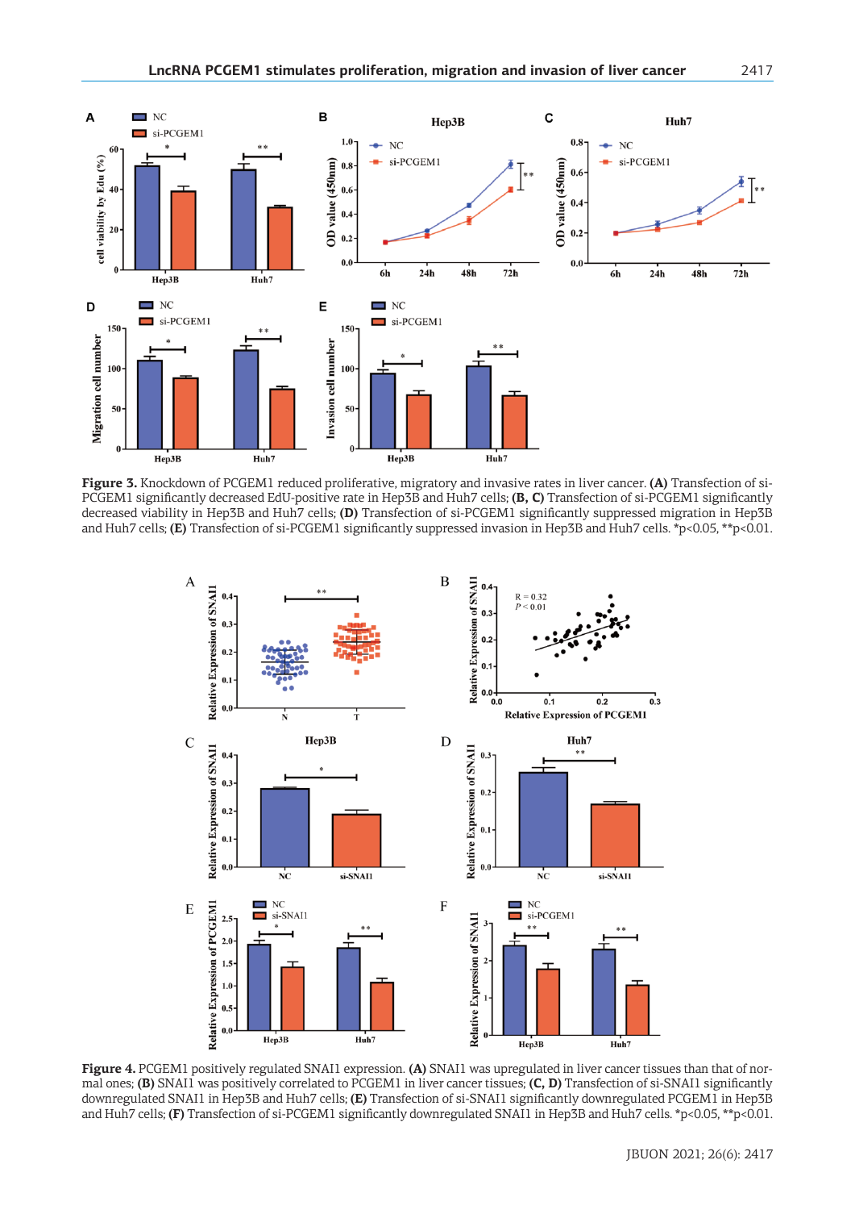**Figure 3.** Knockdown of PCGEM1 reduced proliferative, migratory and invasive rates in liver cancer. **(A)** Transfection of si-PCGEM1 significantly decreased EdU-positive rate in Hep3B and Huh7 cells; **(B, C)** Transfection of si-PCGEM1 significantly decreased viability in Hep3B and Huh7 cells; **(D)** Transfection of si-PCGEM1 significantly suppressed migration in Hep3B and Huh7 cells; **(E)** Transfection of si-PCGEM1 significantly suppressed invasion in Hep3B and Huh7 cells. *p<0.05, **p<0.01.

**Figure 4.** PCGEM1 positively regulated SNAI1 expression. **(A)** SNAI1 was upregulated in liver cancer tissues than that of normal ones; **(B)** SNAI1 was positively correlated to PCGEM1 in liver cancer tissues; **(C, D)** Transfection of si-SNAI1 significantly downregulated SNAI1 in Hep3B and Huh7 cells; **(E)** Transfection of si-SNAI1 significantly downregulated PCGEM1 in Hep3B and Huh7 cells; **(F)** Transfection of si-PCGEM1 significantly downregulated SNAI1 in Hep3B and Huh7 cells. *p<0.05, **p<0.01.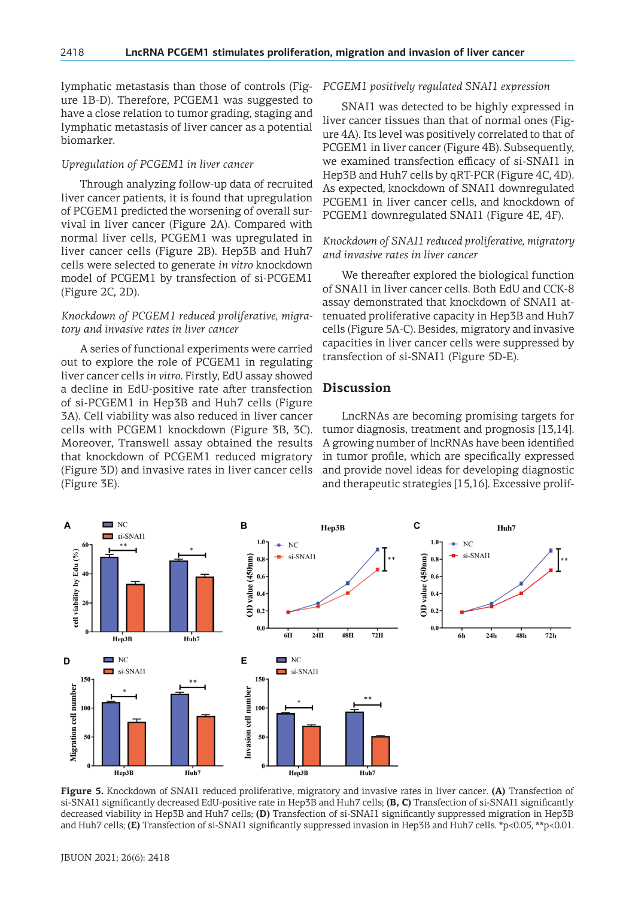lymphatic metastasis than those of controls (Figure 1B-D). Therefore, PCGEM1 was suggested to have a close relation to tumor grading, staging and lymphatic metastasis of liver cancer as a potential biomarker.

*Upregulation of PCGEM1 in liver cancer*

Through analyzing follow-up data of recruited liver cancer patients, it is found that upregulation of PCGEM1 predicted the worsening of overall survival in liver cancer (Figure 2A). Compared with normal liver cells, PCGEM1 was upregulated in liver cancer cells (Figure 2B). Hep3B and Huh7 cells were selected to generate *in vitro* knockdown model of PCGEM1 by transfection of si-PCGEM1 (Figure 2C, 2D).

*Knockdown of PCGEM1 reduced proliferative, migratory and invasive rates in liver cancer*

A series of functional experiments were carried out to explore the role of PCGEM1 in regulating liver cancer cells *in vitro*. Firstly, EdU assay showed a decline in EdU-positive rate after transfection of si-PCGEM1 in Hep3B and Huh7 cells (Figure 3A). Cell viability was also reduced in liver cancer cells with PCGEM1 knockdown (Figure 3B, 3C). Moreover, Transwell assay obtained the results that knockdown of PCGEM1 reduced migratory (Figure 3D) and invasive rates in liver cancer cells (Figure 3E).

*PCGEM1 positively regulated SNAI1 expression*

SNAI1 was detected to be highly expressed in liver cancer tissues than that of normal ones (Figure 4A). Its level was positively correlated to that of PCGEM1 in liver cancer (Figure 4B). Subsequently, we examined transfection efficacy of si-SNAI1 in Hep3B and Huh7 cells by qRT-PCR (Figure 4C, 4D). As expected, knockdown of SNAI1 downregulated PCGEM1 in liver cancer cells, and knockdown of PCGEM1 downregulated SNAI1 (Figure 4E, 4F).

*Knockdown of SNAI1 reduced proliferative, migratory and invasive rates in liver cancer*

We thereafter explored the biological function of SNAI1 in liver cancer cells. Both EdU and CCK-8 assay demonstrated that knockdown of SNAI1 attenuated proliferative capacity in Hep3B and Huh7 cells (Figure 5A-C). Besides, migratory and invasive capacities in liver cancer cells were suppressed by transfection of si-SNAI1 (Figure 5D-E).

## Discussion

LncRNAs are becoming promising targets for tumor diagnosis, treatment and prognosis [13,14]. A growing number of lncRNAs have been identified in tumor profile, which are specifically expressed and provide novel ideas for developing diagnostic and therapeutic strategies [15,16]. Excessive prolif-

**Figure 5.** Knockdown of SNAI1 reduced proliferative, migratory and invasive rates in liver cancer. **(A)** Transfection of si-SNAI1 significantly decreased EdU-positive rate in Hep3B and Huh7 cells; **(B, C)** Transfection of si-SNAI1 significantly decreased viability in Hep3B and Huh7 cells; **(D)** Transfection of si-SNAI1 significantly suppressed migration in Hep3B and Huh7 cells; **(E)** Transfection of si-SNAI1 significantly suppressed invasion in Hep3B and Huh7 cells. *p<0.05, **p<0.01.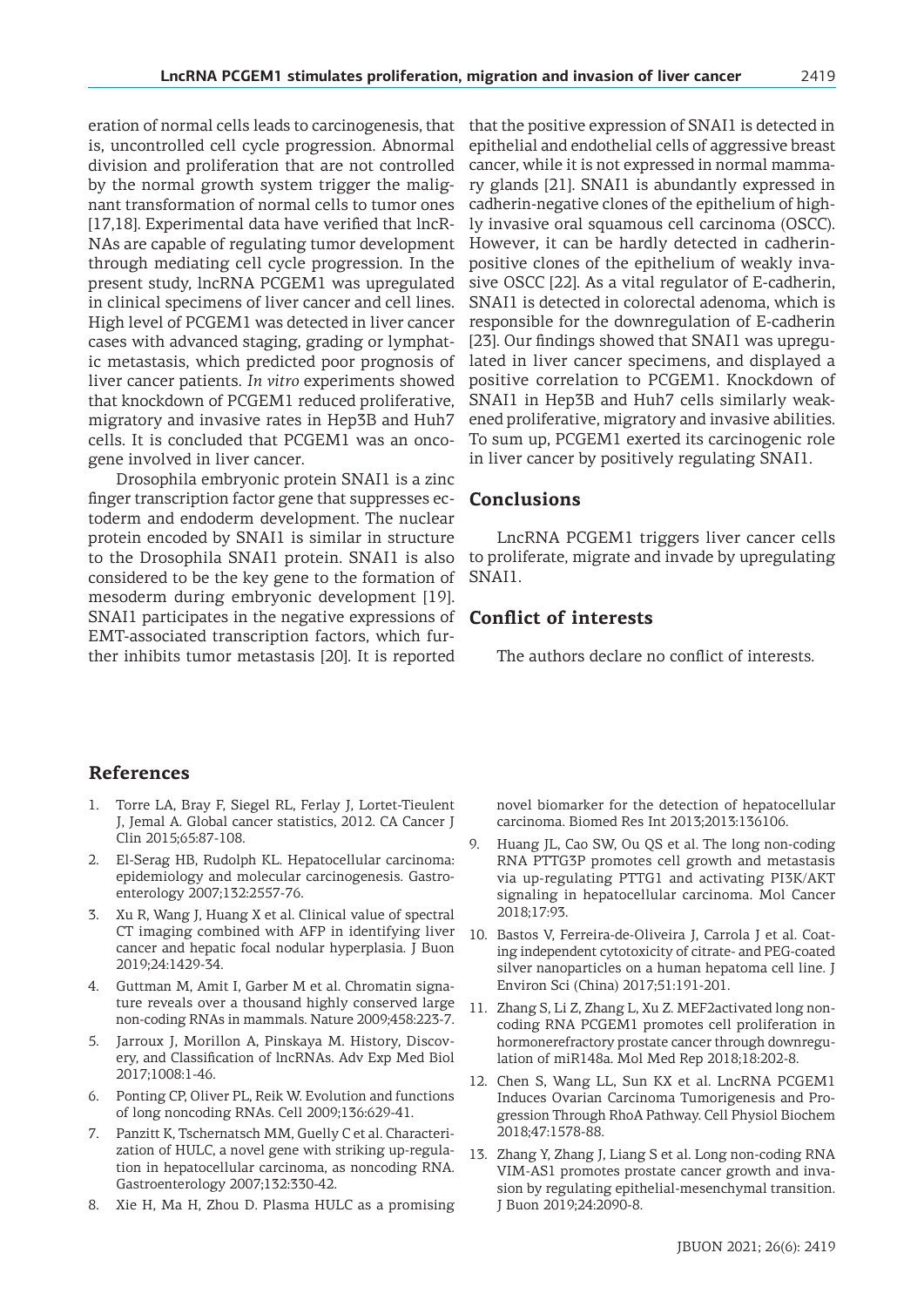eration of normal cells leads to carcinogenesis, that is, uncontrolled cell cycle progression. Abnormal division and proliferation that are not controlled by the normal growth system trigger the malignant transformation of normal cells to tumor ones [17,18]. Experimental data have verified that lncRNAs are capable of regulating tumor development through mediating cell cycle progression. In the present study, lncRNA PCGEM1 was upregulated in clinical specimens of liver cancer and cell lines. High level of PCGEM1 was detected in liver cancer cases with advanced staging, grading or lymphatic metastasis, which predicted poor prognosis of liver cancer patients. *In vitro* experiments showed that knockdown of PCGEM1 reduced proliferative, migratory and invasive rates in Hep3B and Huh7 cells. It is concluded that PCGEM1 was an oncogene involved in liver cancer.

Drosophila embryonic protein SNAI1 is a zinc finger transcription factor gene that suppresses ectoderm and endoderm development. The nuclear protein encoded by SNAI1 is similar in structure to the Drosophila SNAI1 protein. SNAI1 is also considered to be the key gene to the formation of mesoderm during embryonic development [19]. SNAI1 participates in the negative expressions of EMT-associated transcription factors, which further inhibits tumor metastasis [20]. It is reported that the positive expression of SNAI1 is detected in epithelial and endothelial cells of aggressive breast cancer, while it is not expressed in normal mammary glands [21]. SNAI1 is abundantly expressed in cadherin-negative clones of the epithelium of highly invasive oral squamous cell carcinoma (OSCC). However, it can be hardly detected in cadherin-positive clones of the epithelium of weakly invasive OSCC [22]. As a vital regulator of E-cadherin, SNAI1 is detected in colorectal adenoma, which is responsible for the downregulation of E-cadherin [23]. Our findings showed that SNAI1 was upregulated in liver cancer specimens, and displayed a positive correlation to PCGEM1. Knockdown of SNAI1 in Hep3B and Huh7 cells similarly weakened proliferative, migratory and invasive abilities. To sum up, PCGEM1 exerted its carcinogenic role in liver cancer by positively regulating SNAI1.

## Conclusions

LncRNA PCGEM1 triggers liver cancer cells to proliferate, migrate and invade by upregulating SNAI1.

## Conflict of interests

The authors declare no conflict of interests.

## References

1. Torre LA, Bray F, Siegel RL, Ferlay J, Lortet-Tieulent J, Jemal A. Global cancer statistics, 2012. CA Cancer J Clin 2015;65:87-108.
2. El-Serag HB, Rudolph KL. Hepatocellular carcinoma: epidemiology and molecular carcinogenesis. Gastroenterology 2007;132:2557-76.
3. Xu R, Wang J, Huang X et al. Clinical value of spectral CT imaging combined with AFP in identifying liver cancer and hepatic focal nodular hyperplasia. J Buon 2019;24:1429-34.
4. Guttman M, Amit I, Garber M et al. Chromatin signature reveals over a thousand highly conserved large non-coding RNAs in mammals. Nature 2009;458:223-7.
5. Jarroux J, Morillon A, Pinskaya M. History, Discovery, and Classification of lncRNAs. Adv Exp Med Biol 2017;1008:1-46.
6. Ponting CP, Oliver PL, Reik W. Evolution and functions of long noncoding RNAs. Cell 2009;136:629-41.
7. Panzitt K, Tschernatsch MM, Guelly C et al. Characterization of HULC, a novel gene with striking up-regulation in hepatocellular carcinoma, as noncoding RNA. Gastroenterology 2007;132:330-42.
8. Xie H, Ma H, Zhou D. Plasma HULC as a promising novel biomarker for the detection of hepatocellular carcinoma. Biomed Res Int 2013;2013:136106.
9. Huang JL, Cao SW, Ou QS et al. The long non-coding RNA PTTG3P promotes cell growth and metastasis via up-regulating PTTG1 and activating PI3K/AKT signaling in hepatocellular carcinoma. Mol Cancer 2018;17:93.
10. Bastos V, Ferreira-de-Oliveira J, Carrola J et al. Coating independent cytotoxicity of citrate- and PEG-coated silver nanoparticles on a human hepatoma cell line. J Environ Sci (China) 2017;51:191-201.
11. Zhang S, Li Z, Zhang L, Xu Z. MEF2activated long noncoding RNA PCGEM1 promotes cell proliferation in hormonerefractory prostate cancer through downregulation of miR148a. Mol Med Rep 2018;18:202-8.
12. Chen S, Wang LL, Sun KX et al. LncRNA PCGEM1 Induces Ovarian Carcinoma Tumorigenesis and Progression Through RhoA Pathway. Cell Physiol Biochem 2018;47:1578-88.
13. Zhang Y, Zhang J, Liang S et al. Long non-coding RNA VIM-AS1 promotes prostate cancer growth and invasion by regulating epithelial-mesenchymal transition. J Buon 2019;24:2090-8.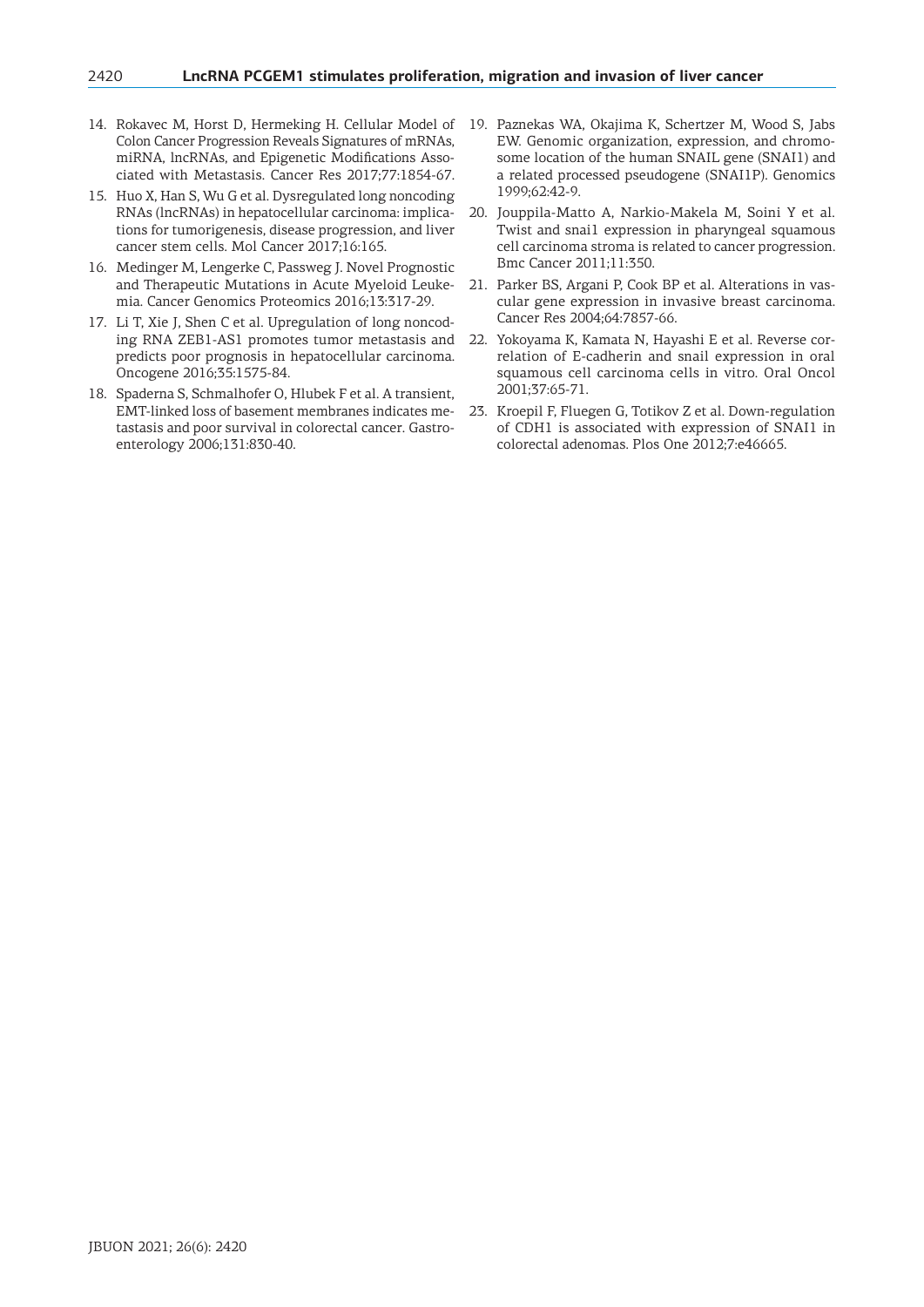14. Rokavec M, Horst D, Hermeking H. Cellular Model of Colon Cancer Progression Reveals Signatures of mRNAs, miRNA, lncRNAs, and Epigenetic Modifications Associated with Metastasis. Cancer Res 2017;77:1854-67.
15. Huo X, Han S, Wu G et al. Dysregulated long noncoding RNAs (lncRNAs) in hepatocellular carcinoma: implications for tumorigenesis, disease progression, and liver cancer stem cells. Mol Cancer 2017;16:165.
16. Medinger M, Lengerke C, Passweg J. Novel Prognostic and Therapeutic Mutations in Acute Myeloid Leukemia. Cancer Genomics Proteomics 2016;13:317-29.
17. Li T, Xie J, Shen C et al. Upregulation of long noncoding RNA ZEB1-AS1 promotes tumor metastasis and predicts poor prognosis in hepatocellular carcinoma. Oncogene 2016;35:1575-84.
18. Spaderna S, Schmalhofer O, Hlubek F et al. A transient, EMT-linked loss of basement membranes indicates metastasis and poor survival in colorectal cancer. Gastroenterology 2006;131:830-40.
19. Paznekas WA, Okajima K, Schertzer M, Wood S, Jabs EW. Genomic organization, expression, and chromosome location of the human SNAIL gene (SNAI1) and a related processed pseudogene (SNAI1P). Genomics 1999;62:42-9.
20. Jouppila-Matto A, Narkio-Makela M, Soini Y et al. Twist and snai1 expression in pharyngeal squamous cell carcinoma stroma is related to cancer progression. Bmc Cancer 2011;11:350.
21. Parker BS, Argani P, Cook BP et al. Alterations in vascular gene expression in invasive breast carcinoma. Cancer Res 2004;64:7857-66.
22. Yokoyama K, Kamata N, Hayashi E et al. Reverse correlation of E-cadherin and snail expression in oral squamous cell carcinoma cells in vitro. Oral Oncol 2001;37:65-71.
23. Kroepil F, Fluegen G, Totikov Z et al. Down-regulation of CDH1 is associated with expression of SNAI1 in colorectal adenomas. Plos One 2012;7:e46665.